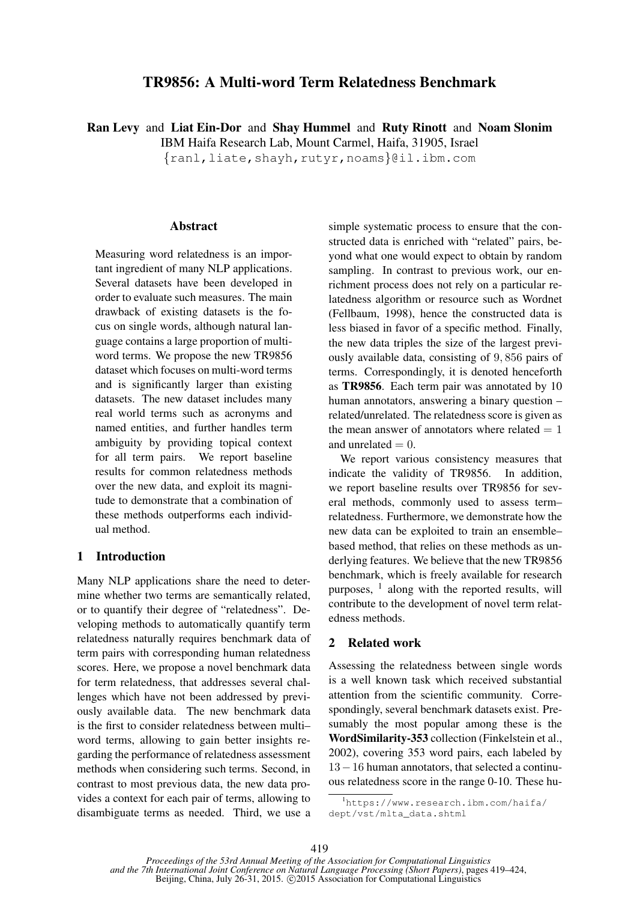# TR9856: A Multi-word Term Relatedness Benchmark

**Ran Levy** and **Liat Ein-Dor** and **Shay Hummel** and **Ruty Rinott** and **Noam Slonim**
IBM Haifa Research Lab, Mount Carmel, Haifa, 31905, Israel
{ranl,liate,shayh,rutyr,noams}@il.ibm.com

## Abstract

Measuring word relatedness is an important ingredient of many NLP applications. Several datasets have been developed in order to evaluate such measures. The main drawback of existing datasets is the focus on single words, although natural language contains a large proportion of multi-word terms. We propose the new TR9856 dataset which focuses on multi-word terms and is significantly larger than existing datasets. The new dataset includes many real world terms such as acronyms and named entities, and further handles term ambiguity by providing topical context for all term pairs. We report baseline results for common relatedness methods over the new data, and exploit its magnitude to demonstrate that a combination of these methods outperforms each individual method.

## 1 Introduction

Many NLP applications share the need to determine whether two terms are semantically related, or to quantify their degree of "relatedness". Developing methods to automatically quantify term relatedness naturally requires benchmark data of term pairs with corresponding human relatedness scores. Here, we propose a novel benchmark data for term relatedness, that addresses several challenges which have not been addressed by previously available data. The new benchmark data is the first to consider relatedness between multi–word terms, allowing to gain better insights regarding the performance of relatedness assessment methods when considering such terms. Second, in contrast to most previous data, the new data provides a context for each pair of terms, allowing to disambiguate terms as needed. Third, we use a simple systematic process to ensure that the constructed data is enriched with "related" pairs, beyond what one would expect to obtain by random sampling. In contrast to previous work, our enrichment process does not rely on a particular relatedness algorithm or resource such as Wordnet (Fellbaum, 1998), hence the constructed data is less biased in favor of a specific method. Finally, the new data triples the size of the largest previously available data, consisting of $9,856$ pairs of terms. Correspondingly, it is denoted henceforth as **TR9856**. Each term pair was annotated by 10 human annotators, answering a binary question – related/unrelated. The relatedness score is given as the mean answer of annotators where related $= 1$ and unrelated $= 0$.

We report various consistency measures that indicate the validity of TR9856. In addition, we report baseline results over TR9856 for several methods, commonly used to assess term–relatedness. Furthermore, we demonstrate how the new data can be exploited to train an ensemble–based method, that relies on these methods as underlying features. We believe that the new TR9856 benchmark, which is freely available for research purposes, [1] along with the reported results, will contribute to the development of novel term relatedness methods.

## 2 Related work

Assessing the relatedness between single words is a well known task which received substantial attention from the scientific community. Correspondingly, several benchmark datasets exist. Presumably the most popular among these is the **WordSimilarity-353** collection (Finkelstein et al., 2002), covering 353 word pairs, each labeled by $13-16$ human annotators, that selected a continuous relatedness score in the range 0-10. These hu-

[1] https://www.research.ibm.com/haifa/dept/vst/mlta_data.shtml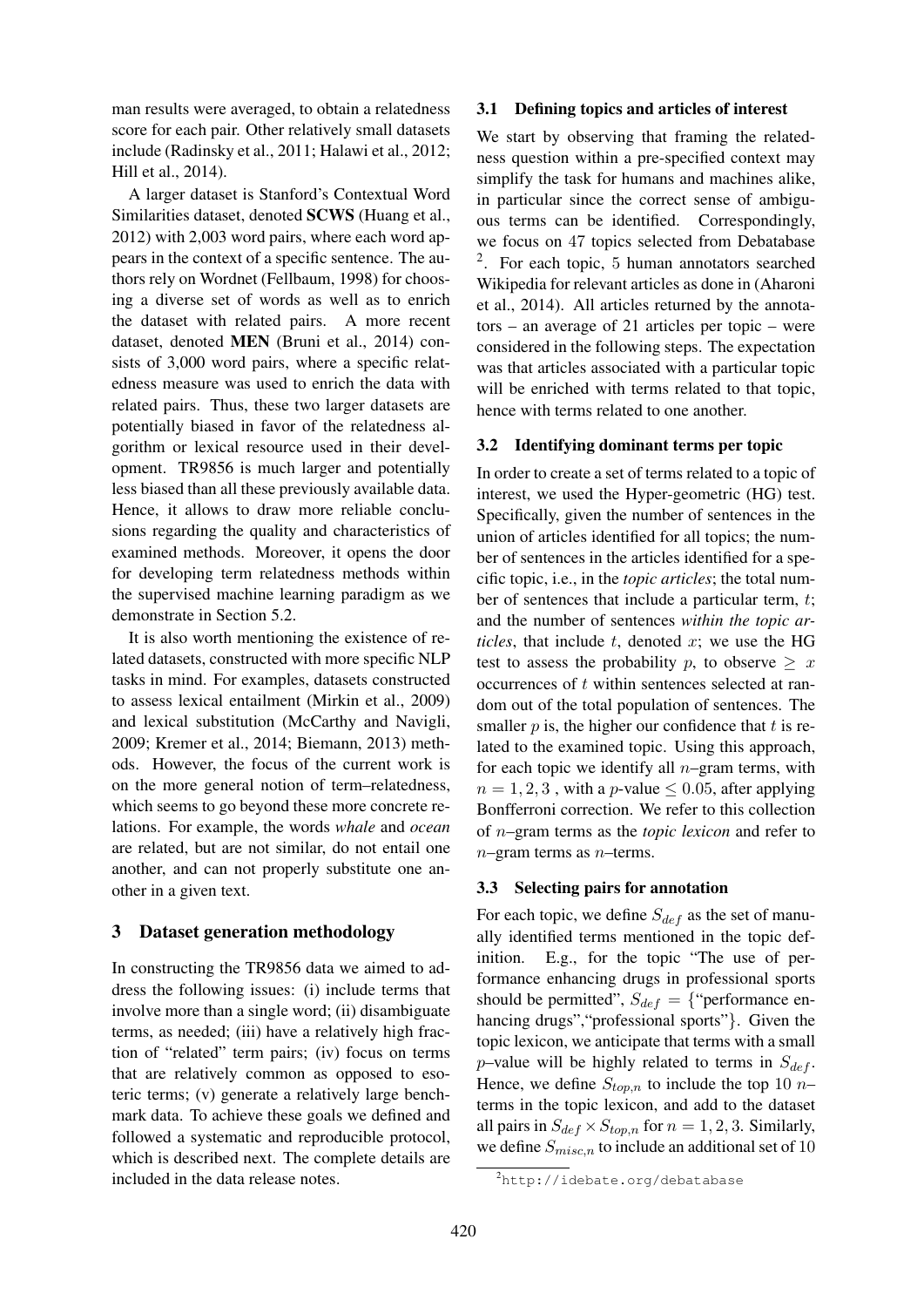man results were averaged, to obtain a relatedness score for each pair. Other relatively small datasets include (Radinsky et al., 2011; Halawi et al., 2012; Hill et al., 2014).

A larger dataset is Stanford's Contextual Word Similarities dataset, denoted **SCWS** (Huang et al., 2012) with 2,003 word pairs, where each word appears in the context of a specific sentence. The authors rely on Wordnet (Fellbaum, 1998) for choosing a diverse set of words as well as to enrich the dataset with related pairs. A more recent dataset, denoted **MEN** (Bruni et al., 2014) consists of 3,000 word pairs, where a specific relatedness measure was used to enrich the data with related pairs. Thus, these two larger datasets are potentially biased in favor of the relatedness algorithm or lexical resource used in their development. TR9856 is much larger and potentially less biased than all these previously available data. Hence, it allows to draw more reliable conclusions regarding the quality and characteristics of examined methods. Moreover, it opens the door for developing term relatedness methods within the supervised machine learning paradigm as we demonstrate in Section 5.2.

It is also worth mentioning the existence of related datasets, constructed with more specific NLP tasks in mind. For examples, datasets constructed to assess lexical entailment (Mirkin et al., 2009) and lexical substitution (McCarthy and Navigli, 2009; Kremer et al., 2014; Biemann, 2013) methods. However, the focus of the current work is on the more general notion of term–relatedness, which seems to go beyond these more concrete relations. For example, the words *whale* and *ocean* are related, but are not similar, do not entail one another, and can not properly substitute one another in a given text.

## 3 Dataset generation methodology

In constructing the TR9856 data we aimed to address the following issues: (i) include terms that involve more than a single word; (ii) disambiguate terms, as needed; (iii) have a relatively high fraction of "related" term pairs; (iv) focus on terms that are relatively common as opposed to esoteric terms; (v) generate a relatively large benchmark data. To achieve these goals we defined and followed a systematic and reproducible protocol, which is described next. The complete details are included in the data release notes.

### 3.1 Defining topics and articles of interest

We start by observing that framing the relatedness question within a pre-specified context may simplify the task for humans and machines alike, in particular since the correct sense of ambiguous terms can be identified. Correspondingly, we focus on 47 topics selected from Debatabase [2]. For each topic, 5 human annotators searched Wikipedia for relevant articles as done in (Aharoni et al., 2014). All articles returned by the annotators – an average of 21 articles per topic – were considered in the following steps. The expectation was that articles associated with a particular topic will be enriched with terms related to that topic, hence with terms related to one another.

### 3.2 Identifying dominant terms per topic

In order to create a set of terms related to a topic of interest, we used the Hyper-geometric (HG) test. Specifically, given the number of sentences in the union of articles identified for all topics; the number of sentences in the articles identified for a specific topic, i.e., in the *topic articles*; the total number of sentences that include a particular term, $t$; and the number of sentences *within the topic articles*, that include $t$, denoted $x$; we use the HG test to assess the probability $p$, to observe $\geq x$ occurrences of $t$ within sentences selected at random out of the total population of sentences. The smaller $p$ is, the higher our confidence that $t$ is related to the examined topic. Using this approach, for each topic we identify all $n$–gram terms, with $n = 1, 2, 3$ , with a $p$-value $\leq 0.05$, after applying Bonfferroni correction. We refer to this collection of $n$–gram terms as the *topic lexicon* and refer to $n$–gram terms as $n$–terms.

### 3.3 Selecting pairs for annotation

For each topic, we define $S_{def}$ as the set of manually identified terms mentioned in the topic definition. E.g., for the topic "The use of performance enhancing drugs in professional sports should be permitted", $S_{def}$ = {"performance enhancing drugs","professional sports"}. Given the topic lexicon, we anticipate that terms with a small $p$–value will be highly related to terms in $S_{def}$. Hence, we define $S_{top,n}$ to include the top 10 $n$–terms in the topic lexicon, and add to the dataset all pairs in $S_{def} \times S_{top,n}$ for $n = 1, 2, 3$. Similarly, we define $S_{misc,n}$ to include an additional set of 10

[2] http://idebate.org/debatabase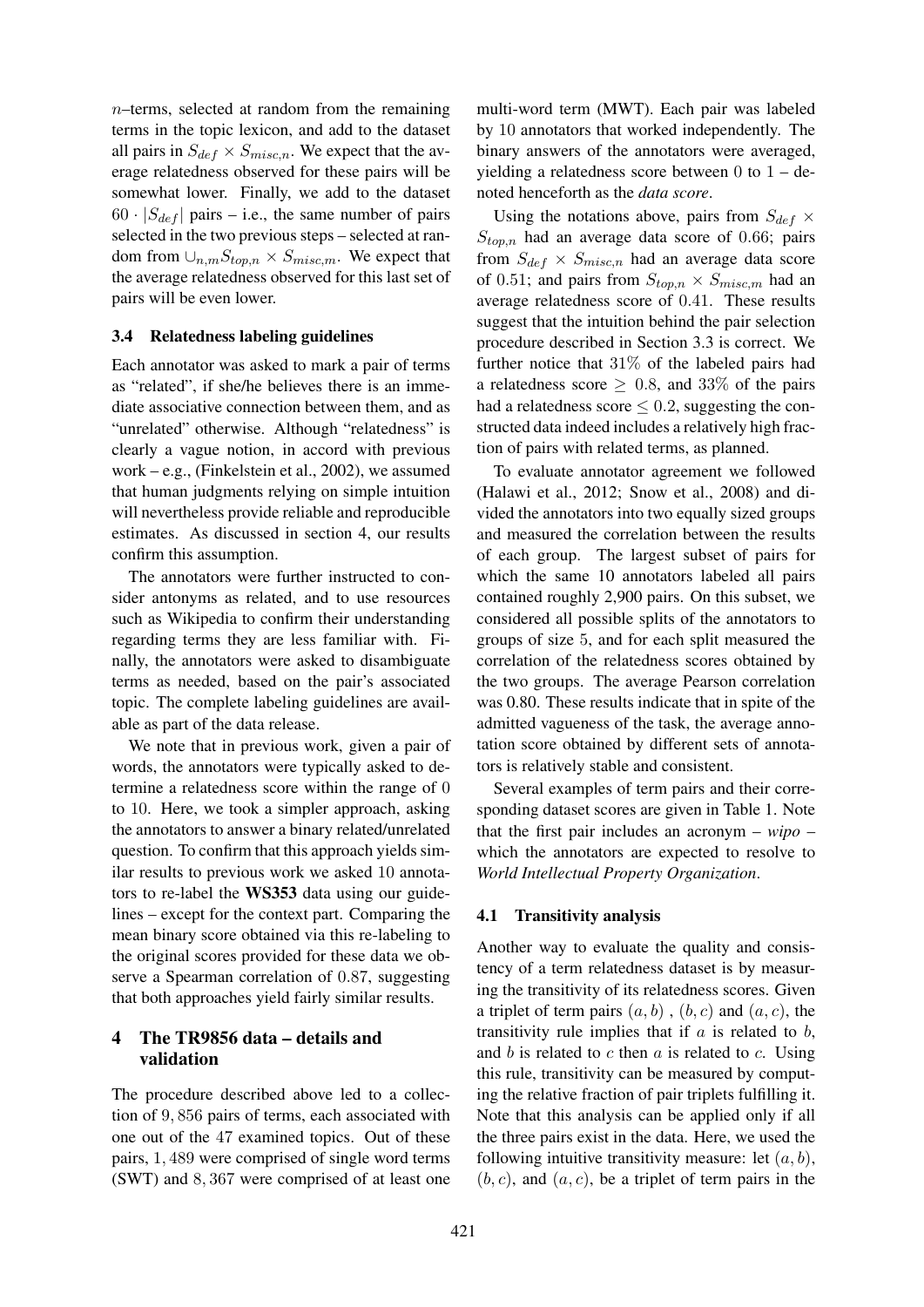$n$–terms, selected at random from the remaining terms in the topic lexicon, and add to the dataset all pairs in $S_{def} \times S_{misc,n}$. We expect that the average relatedness observed for these pairs will be somewhat lower. Finally, we add to the dataset $60 \cdot |S_{def}|$ pairs – i.e., the same number of pairs selected in the two previous steps – selected at random from $\cup_{n,m} S_{top,n} \times S_{misc,m}$. We expect that the average relatedness observed for this last set of pairs will be even lower.

### 3.4 Relatedness labeling guidelines

Each annotator was asked to mark a pair of terms as "related", if she/he believes there is an immediate associative connection between them, and as "unrelated" otherwise. Although "relatedness" is clearly a vague notion, in accord with previous work – e.g., (Finkelstein et al., 2002), we assumed that human judgments relying on simple intuition will nevertheless provide reliable and reproducible estimates. As discussed in section 4, our results confirm this assumption.

The annotators were further instructed to consider antonyms as related, and to use resources such as Wikipedia to confirm their understanding regarding terms they are less familiar with. Finally, the annotators were asked to disambiguate terms as needed, based on the pair's associated topic. The complete labeling guidelines are available as part of the data release.

We note that in previous work, given a pair of words, the annotators were typically asked to determine a relatedness score within the range of 0 to 10. Here, we took a simpler approach, asking the annotators to answer a binary related/unrelated question. To confirm that this approach yields similar results to previous work we asked 10 annotators to re-label the **WS353** data using our guidelines – except for the context part. Comparing the mean binary score obtained via this re-labeling to the original scores provided for these data we observe a Spearman correlation of 0.87, suggesting that both approaches yield fairly similar results.

## 4 The TR9856 data – details and validation

The procedure described above led to a collection of 9,856 pairs of terms, each associated with one out of the 47 examined topics. Out of these pairs, 1,489 were comprised of single word terms (SWT) and 8,367 were comprised of at least one multi-word term (MWT). Each pair was labeled by 10 annotators that worked independently. The binary answers of the annotators were averaged, yielding a relatedness score between 0 to 1 – denoted henceforth as the *data score*.

Using the notations above, pairs from $S_{def} \times S_{top,n}$ had an average data score of 0.66; pairs from $S_{def} \times S_{misc,n}$ had an average data score of 0.51; and pairs from $S_{top,n} \times S_{misc,m}$ had an average relatedness score of 0.41. These results suggest that the intuition behind the pair selection procedure described in Section 3.3 is correct. We further notice that 31% of the labeled pairs had a relatedness score $\geq 0.8$, and 33% of the pairs had a relatedness score $\leq 0.2$, suggesting the constructed data indeed includes a relatively high fraction of pairs with related terms, as planned.

To evaluate annotator agreement we followed (Halawi et al., 2012; Snow et al., 2008) and divided the annotators into two equally sized groups and measured the correlation between the results of each group. The largest subset of pairs for which the same 10 annotators labeled all pairs contained roughly 2,900 pairs. On this subset, we considered all possible splits of the annotators to groups of size 5, and for each split measured the correlation of the relatedness scores obtained by the two groups. The average Pearson correlation was 0.80. These results indicate that in spite of the admitted vagueness of the task, the average annotation score obtained by different sets of annotators is relatively stable and consistent.

Several examples of term pairs and their corresponding dataset scores are given in Table 1. Note that the first pair includes an acronym – *wipo* – which the annotators are expected to resolve to *World Intellectual Property Organization*.

### 4.1 Transitivity analysis

Another way to evaluate the quality and consistency of a term relatedness dataset is by measuring the transitivity of its relatedness scores. Given a triplet of term pairs $(a, b)$ , $(b, c)$ and $(a, c)$, the transitivity rule implies that if $a$ is related to $b$, and $b$ is related to $c$ then $a$ is related to $c$. Using this rule, transitivity can be measured by computing the relative fraction of pair triplets fulfilling it. Note that this analysis can be applied only if all the three pairs exist in the data. Here, we used the following intuitive transitivity measure: let $(a, b)$, $(b, c)$, and $(a, c)$, be a triplet of term pairs in the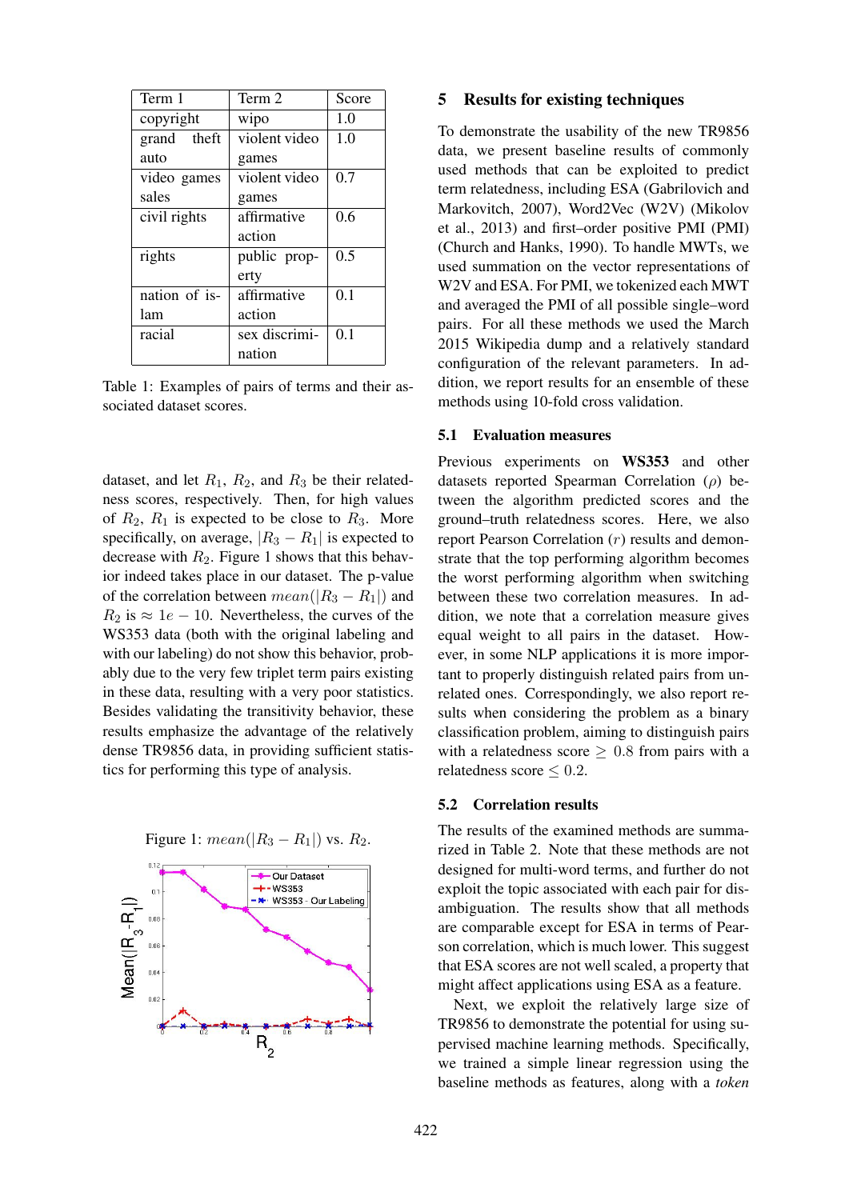| Term 1 | Term 2 | Score |
|---|---|---|
| copyright | wipo | 1.0 |
| grand theft auto | violent video games | 1.0 |
| video games sales | violent video games | 0.7 |
| civil rights | affirmative action | 0.6 |
| rights | public property | 0.5 |
| nation of islam | affirmative action | 0.1 |
| racial | sex discrimination | 0.1 |

Table 1: Examples of pairs of terms and their associated dataset scores.

dataset, and let $R_1$, $R_2$, and $R_3$ be their relatedness scores, respectively. Then, for high values of $R_2$, $R_1$ is expected to be close to $R_3$. More specifically, on average, $|R_3 - R_1|$ is expected to decrease with $R_2$. Figure 1 shows that this behavior indeed takes place in our dataset. The p-value of the correlation between $mean(|R_3 - R_1|)$ and $R_2$ is $\approx 1e-10$. Nevertheless, the curves of the WS353 data (both with the original labeling and with our labeling) do not show this behavior, probably due to the very few triplet term pairs existing in these data, resulting with a very poor statistics. Besides validating the transitivity behavior, these results emphasize the advantage of the relatively dense TR9856 data, in providing sufficient statistics for performing this type of analysis.

Figure 1: $mean(|R_3 - R_1|)$ vs. $R_2$.

## 5 Results for existing techniques

To demonstrate the usability of the new TR9856 data, we present baseline results of commonly used methods that can be exploited to predict term relatedness, including ESA (Gabrilovich and Markovitch, 2007), Word2Vec (W2V) (Mikolov et al., 2013) and first–order positive PMI (PMI) (Church and Hanks, 1990). To handle MWTs, we used summation on the vector representations of W2V and ESA. For PMI, we tokenized each MWT and averaged the PMI of all possible single–word pairs. For all these methods we used the March 2015 Wikipedia dump and a relatively standard configuration of the relevant parameters. In addition, we report results for an ensemble of these methods using 10-fold cross validation.

### 5.1 Evaluation measures

Previous experiments on **WS353** and other datasets reported Spearman Correlation ($\rho$) between the algorithm predicted scores and the ground–truth relatedness scores. Here, we also report Pearson Correlation ($r$) results and demonstrate that the top performing algorithm becomes the worst performing algorithm when switching between these two correlation measures. In addition, we note that a correlation measure gives equal weight to all pairs in the dataset. However, in some NLP applications it is more important to properly distinguish related pairs from unrelated ones. Correspondingly, we also report results when considering the problem as a binary classification problem, aiming to distinguish pairs with a relatedness score $\geq 0.8$ from pairs with a relatedness score $\leq 0.2$.

### 5.2 Correlation results

The results of the examined methods are summarized in Table 2. Note that these methods are not designed for multi-word terms, and further do not exploit the topic associated with each pair for disambiguation. The results show that all methods are comparable except for ESA in terms of Pearson correlation, which is much lower. This suggest that ESA scores are not well scaled, a property that might affect applications using ESA as a feature.

Next, we exploit the relatively large size of TR9856 to demonstrate the potential for using supervised machine learning methods. Specifically, we trained a simple linear regression using the baseline methods as features, along with a *token*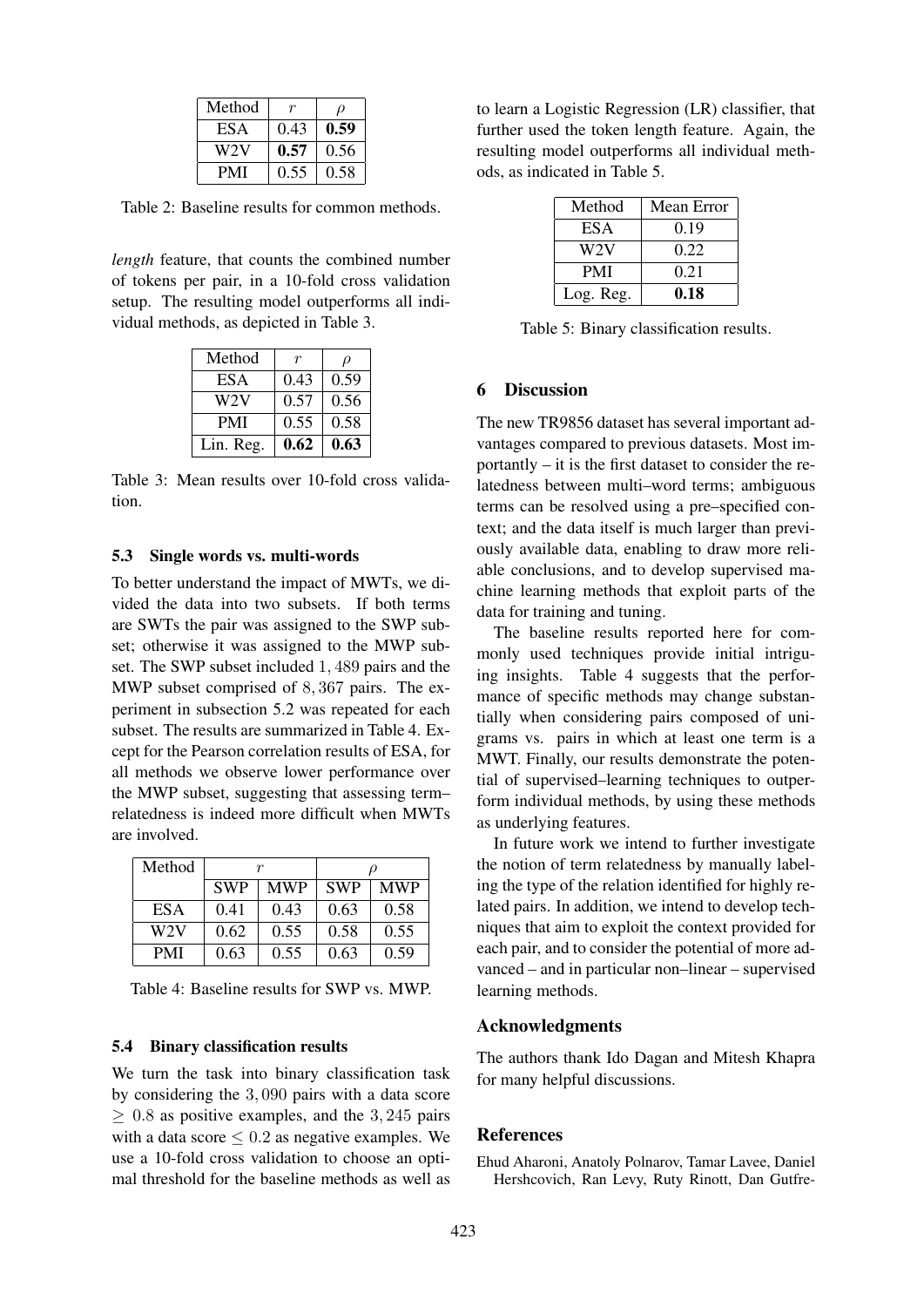| Method | $r$ | $\rho$ |
|---|---|---|
| ESA | 0.43 | **0.59** |
| W2V | **0.57** | 0.56 |
| PMI | 0.55 | 0.58 |

Table 2: Baseline results for common methods.

*length* feature, that counts the combined number of tokens per pair, in a 10-fold cross validation setup. The resulting model outperforms all individual methods, as depicted in Table 3.

| Method | $r$ | $\rho$ |
|---|---|---|
| ESA | 0.43 | 0.59 |
| W2V | 0.57 | 0.56 |
| PMI | 0.55 | 0.58 |
| Lin. Reg. | **0.62** | **0.63** |

Table 3: Mean results over 10-fold cross validation.

### 5.3 Single words vs. multi-words

To better understand the impact of MWTs, we divided the data into two subsets. If both terms are SWTs the pair was assigned to the SWP subset; otherwise it was assigned to the MWP subset. The SWP subset included $1,489$ pairs and the MWP subset comprised of $8,367$ pairs. The experiment in subsection 5.2 was repeated for each subset. The results are summarized in Table 4. Except for the Pearson correlation results of ESA, for all methods we observe lower performance over the MWP subset, suggesting that assessing term–relatedness is indeed more difficult when MWTs are involved.

| Method | $r$ | | $\rho$ | |
|---|---|---|---|---|
| | SWP | MWP | SWP | MWP |
| ESA | 0.41 | 0.43 | 0.63 | 0.58 |
| W2V | 0.62 | 0.55 | 0.58 | 0.55 |
| PMI | 0.63 | 0.55 | 0.63 | 0.59 |

Table 4: Baseline results for SWP vs. MWP.

### 5.4 Binary classification results

We turn the task into binary classification task by considering the $3,090$ pairs with a data score $\geq 0.8$ as positive examples, and the $3,245$ pairs with a data score $\leq 0.2$ as negative examples. We use a 10-fold cross validation to choose an optimal threshold for the baseline methods as well as to learn a Logistic Regression (LR) classifier, that further used the token length feature. Again, the resulting model outperforms all individual methods, as indicated in Table 5.

| Method | Mean Error |
|---|---|
| ESA | 0.19 |
| W2V | 0.22 |
| PMI | 0.21 |
| Log. Reg. | **0.18** |

Table 5: Binary classification results.

## 6 Discussion

The new TR9856 dataset has several important advantages compared to previous datasets. Most importantly – it is the first dataset to consider the relatedness between multi–word terms; ambiguous terms can be resolved using a pre–specified context; and the data itself is much larger than previously available data, enabling to draw more reliable conclusions, and to develop supervised machine learning methods that exploit parts of the data for training and tuning.

The baseline results reported here for commonly used techniques provide initial intriguing insights. Table 4 suggests that the performance of specific methods may change substantially when considering pairs composed of unigrams vs. pairs in which at least one term is a MWT. Finally, our results demonstrate the potential of supervised–learning techniques to outperform individual methods, by using these methods as underlying features.

In future work we intend to further investigate the notion of term relatedness by manually labeling the type of the relation identified for highly related pairs. In addition, we intend to develop techniques that aim to exploit the context provided for each pair, and to consider the potential of more advanced – and in particular non–linear – supervised learning methods.

## Acknowledgments

The authors thank Ido Dagan and Mitesh Khapra for many helpful discussions.

## References

Ehud Aharoni, Anatoly Polnarov, Tamar Lavee, Daniel Hershcovich, Ran Levy, Ruty Rinott, Dan Gutfre-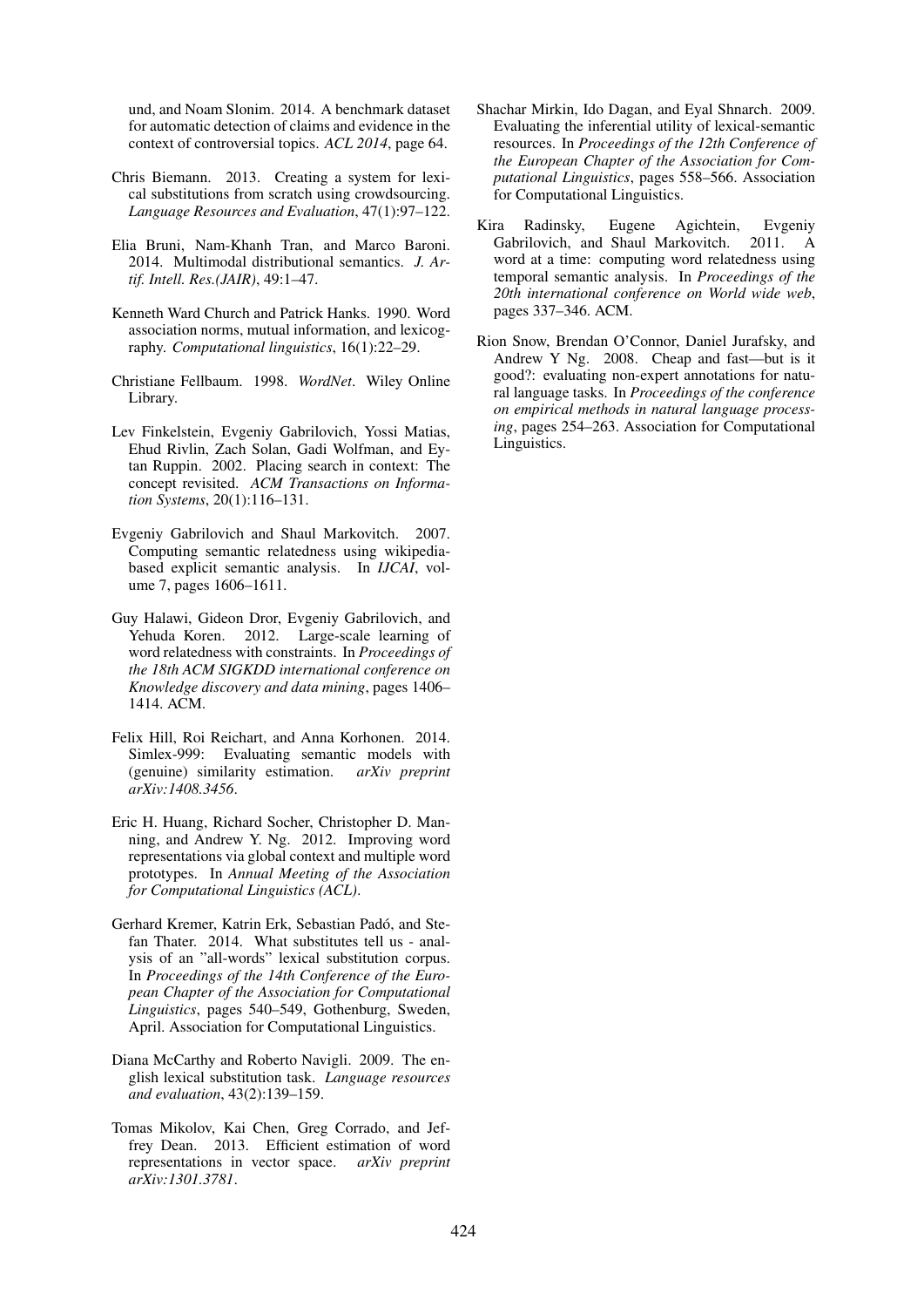und, and Noam Slonim. 2014. A benchmark dataset for automatic detection of claims and evidence in the context of controversial topics. *ACL 2014*, page 64.

Chris Biemann. 2013. Creating a system for lexical substitutions from scratch using crowdsourcing. *Language Resources and Evaluation*, 47(1):97–122.

Elia Bruni, Nam-Khanh Tran, and Marco Baroni. 2014. Multimodal distributional semantics. *J. Artif. Intell. Res.(JAIR)*, 49:1–47.

Kenneth Ward Church and Patrick Hanks. 1990. Word association norms, mutual information, and lexicography. *Computational linguistics*, 16(1):22–29.

Christiane Fellbaum. 1998. *WordNet*. Wiley Online Library.

Lev Finkelstein, Evgeniy Gabrilovich, Yossi Matias, Ehud Rivlin, Zach Solan, Gadi Wolfman, and Eytan Ruppin. 2002. Placing search in context: The concept revisited. *ACM Transactions on Information Systems*, 20(1):116–131.

Evgeniy Gabrilovich and Shaul Markovitch. 2007. Computing semantic relatedness using wikipedia-based explicit semantic analysis. In *IJCAI*, volume 7, pages 1606–1611.

Guy Halawi, Gideon Dror, Evgeniy Gabrilovich, and Yehuda Koren. 2012. Large-scale learning of word relatedness with constraints. In *Proceedings of the 18th ACM SIGKDD international conference on Knowledge discovery and data mining*, pages 1406–1414. ACM.

Felix Hill, Roi Reichart, and Anna Korhonen. 2014. Simlex-999: Evaluating semantic models with (genuine) similarity estimation. *arXiv preprint arXiv:1408.3456*.

Eric H. Huang, Richard Socher, Christopher D. Manning, and Andrew Y. Ng. 2012. Improving word representations via global context and multiple word prototypes. In *Annual Meeting of the Association for Computational Linguistics (ACL)*.

Gerhard Kremer, Katrin Erk, Sebastian Padó, and Stefan Thater. 2014. What substitutes tell us - analysis of an "all-words" lexical substitution corpus. In *Proceedings of the 14th Conference of the European Chapter of the Association for Computational Linguistics*, pages 540–549, Gothenburg, Sweden, April. Association for Computational Linguistics.

Diana McCarthy and Roberto Navigli. 2009. The english lexical substitution task. *Language resources and evaluation*, 43(2):139–159.

Tomas Mikolov, Kai Chen, Greg Corrado, and Jeffrey Dean. 2013. Efficient estimation of word representations in vector space. *arXiv preprint arXiv:1301.3781*.

Shachar Mirkin, Ido Dagan, and Eyal Shnarch. 2009. Evaluating the inferential utility of lexical-semantic resources. In *Proceedings of the 12th Conference of the European Chapter of the Association for Computational Linguistics*, pages 558–566. Association for Computational Linguistics.

Kira Radinsky, Eugene Agichtein, Evgeniy Gabrilovich, and Shaul Markovitch. 2011. A word at a time: computing word relatedness using temporal semantic analysis. In *Proceedings of the 20th international conference on World wide web*, pages 337–346. ACM.

Rion Snow, Brendan O'Connor, Daniel Jurafsky, and Andrew Y Ng. 2008. Cheap and fast—but is it good?: evaluating non-expert annotations for natural language tasks. In *Proceedings of the conference on empirical methods in natural language processing*, pages 254–263. Association for Computational Linguistics.